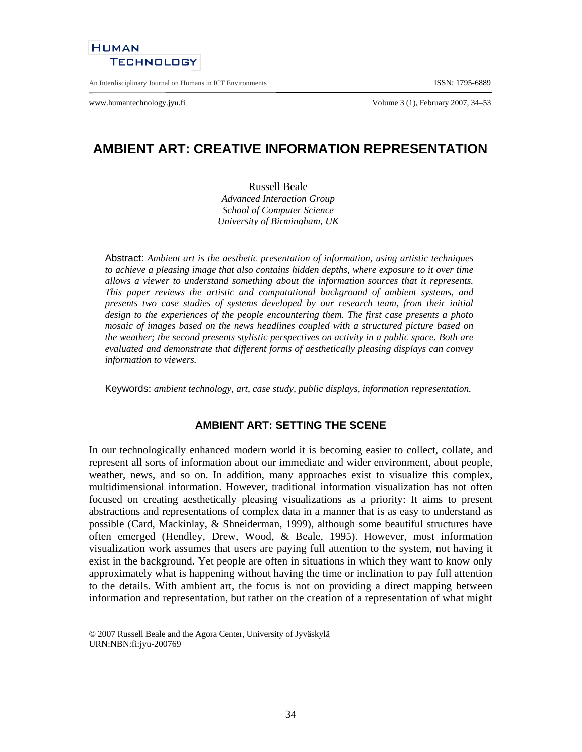# AMBIENT ART: CREATIVE INFORMATION REPRESENTATION

Russell Beale
*Advanced Interaction Group*
*School of Computer Science*
*University of Birmingham, UK*

Abstract: *Ambient art is the aesthetic presentation of information, using artistic techniques to achieve a pleasing image that also contains hidden depths, where exposure to it over time allows a viewer to understand something about the information sources that it represents. This paper reviews the artistic and computational background of ambient systems, and presents two case studies of systems developed by our research team, from their initial design to the experiences of the people encountering them. The first case presents a photo mosaic of images based on the news headlines coupled with a structured picture based on the weather; the second presents stylistic perspectives on activity in a public space. Both are evaluated and demonstrate that different forms of aesthetically pleasing displays can convey information to viewers.*

Keywords: *ambient technology, art, case study, public displays, information representation.*

## AMBIENT ART: SETTING THE SCENE

In our technologically enhanced modern world it is becoming easier to collect, collate, and represent all sorts of information about our immediate and wider environment, about people, weather, news, and so on. In addition, many approaches exist to visualize this complex, multidimensional information. However, traditional information visualization has not often focused on creating aesthetically pleasing visualizations as a priority: It aims to present abstractions and representations of complex data in a manner that is as easy to understand as possible (Card, Mackinlay, & Shneiderman, 1999), although some beautiful structures have often emerged (Hendley, Drew, Wood, & Beale, 1995). However, most information visualization work assumes that users are paying full attention to the system, not having it exist in the background. Yet people are often in situations in which they want to know only approximately what is happening without having the time or inclination to pay full attention to the details. With ambient art, the focus is not on providing a direct mapping between information and representation, but rather on the creation of a representation of what might

© 2007 Russell Beale and the Agora Center, University of Jyväskylä
URN:NBN:fi:jyu-200769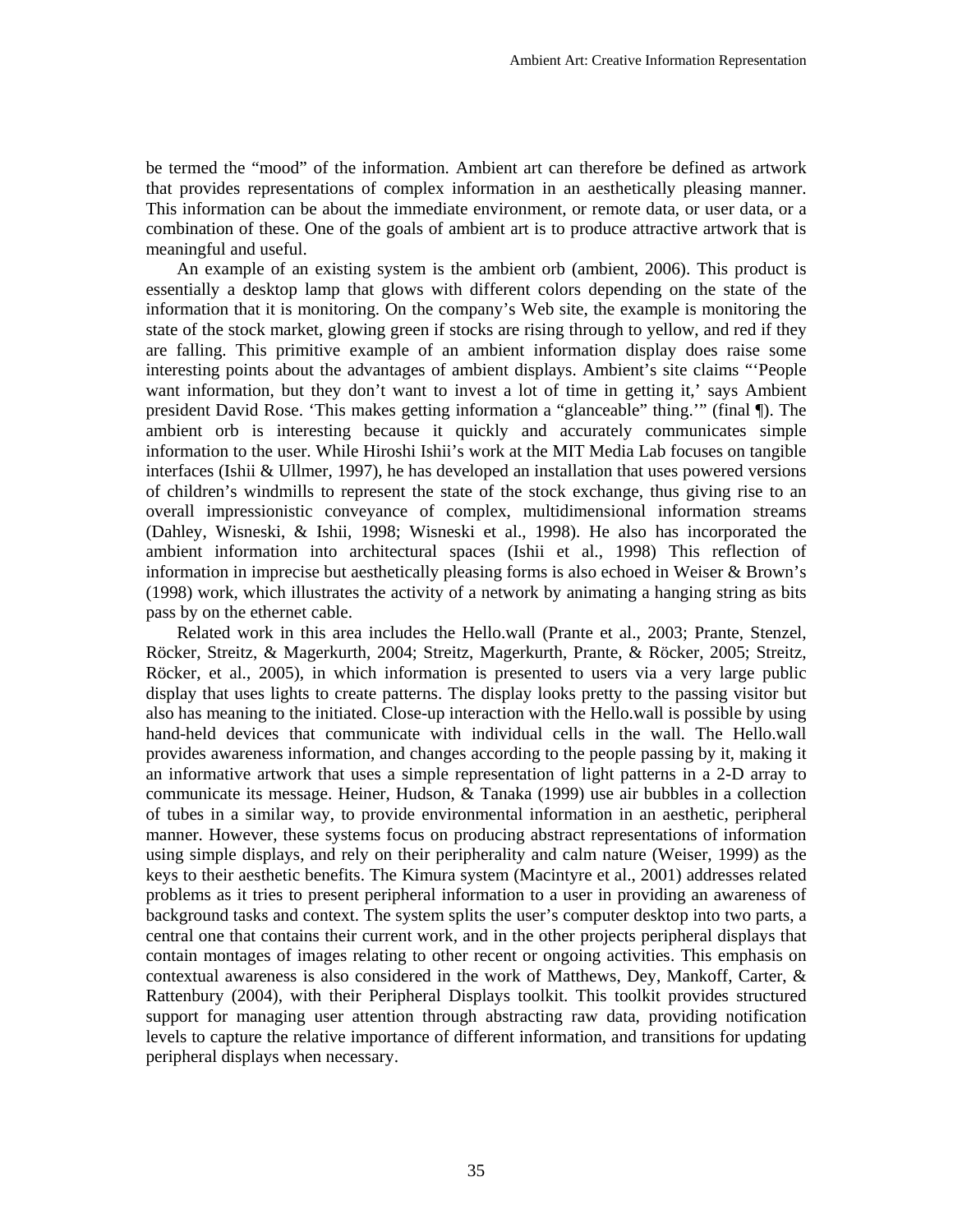be termed the "mood" of the information. Ambient art can therefore be defined as artwork that provides representations of complex information in an aesthetically pleasing manner. This information can be about the immediate environment, or remote data, or user data, or a combination of these. One of the goals of ambient art is to produce attractive artwork that is meaningful and useful.

An example of an existing system is the ambient orb (ambient, 2006). This product is essentially a desktop lamp that glows with different colors depending on the state of the information that it is monitoring. On the company's Web site, the example is monitoring the state of the stock market, glowing green if stocks are rising through to yellow, and red if they are falling. This primitive example of an ambient information display does raise some interesting points about the advantages of ambient displays. Ambient's site claims "'People want information, but they don't want to invest a lot of time in getting it,' says Ambient president David Rose. 'This makes getting information a "glanceable" thing.'" (final ¶). The ambient orb is interesting because it quickly and accurately communicates simple information to the user. While Hiroshi Ishii's work at the MIT Media Lab focuses on tangible interfaces (Ishii & Ullmer, 1997), he has developed an installation that uses powered versions of children's windmills to represent the state of the stock exchange, thus giving rise to an overall impressionistic conveyance of complex, multidimensional information streams (Dahley, Wisneski, & Ishii, 1998; Wisneski et al., 1998). He also has incorporated the ambient information into architectural spaces (Ishii et al., 1998) This reflection of information in imprecise but aesthetically pleasing forms is also echoed in Weiser & Brown's (1998) work, which illustrates the activity of a network by animating a hanging string as bits pass by on the ethernet cable.

Related work in this area includes the Hello.wall (Prante et al., 2003; Prante, Stenzel, Röcker, Streitz, & Magerkurth, 2004; Streitz, Magerkurth, Prante, & Röcker, 2005; Streitz, Röcker, et al., 2005), in which information is presented to users via a very large public display that uses lights to create patterns. The display looks pretty to the passing visitor but also has meaning to the initiated. Close-up interaction with the Hello.wall is possible by using hand-held devices that communicate with individual cells in the wall. The Hello.wall provides awareness information, and changes according to the people passing by it, making it an informative artwork that uses a simple representation of light patterns in a 2-D array to communicate its message. Heiner, Hudson, & Tanaka (1999) use air bubbles in a collection of tubes in a similar way, to provide environmental information in an aesthetic, peripheral manner. However, these systems focus on producing abstract representations of information using simple displays, and rely on their peripherality and calm nature (Weiser, 1999) as the keys to their aesthetic benefits. The Kimura system (Macintyre et al., 2001) addresses related problems as it tries to present peripheral information to a user in providing an awareness of background tasks and context. The system splits the user's computer desktop into two parts, a central one that contains their current work, and in the other projects peripheral displays that contain montages of images relating to other recent or ongoing activities. This emphasis on contextual awareness is also considered in the work of Matthews, Dey, Mankoff, Carter, & Rattenbury (2004), with their Peripheral Displays toolkit. This toolkit provides structured support for managing user attention through abstracting raw data, providing notification levels to capture the relative importance of different information, and transitions for updating peripheral displays when necessary.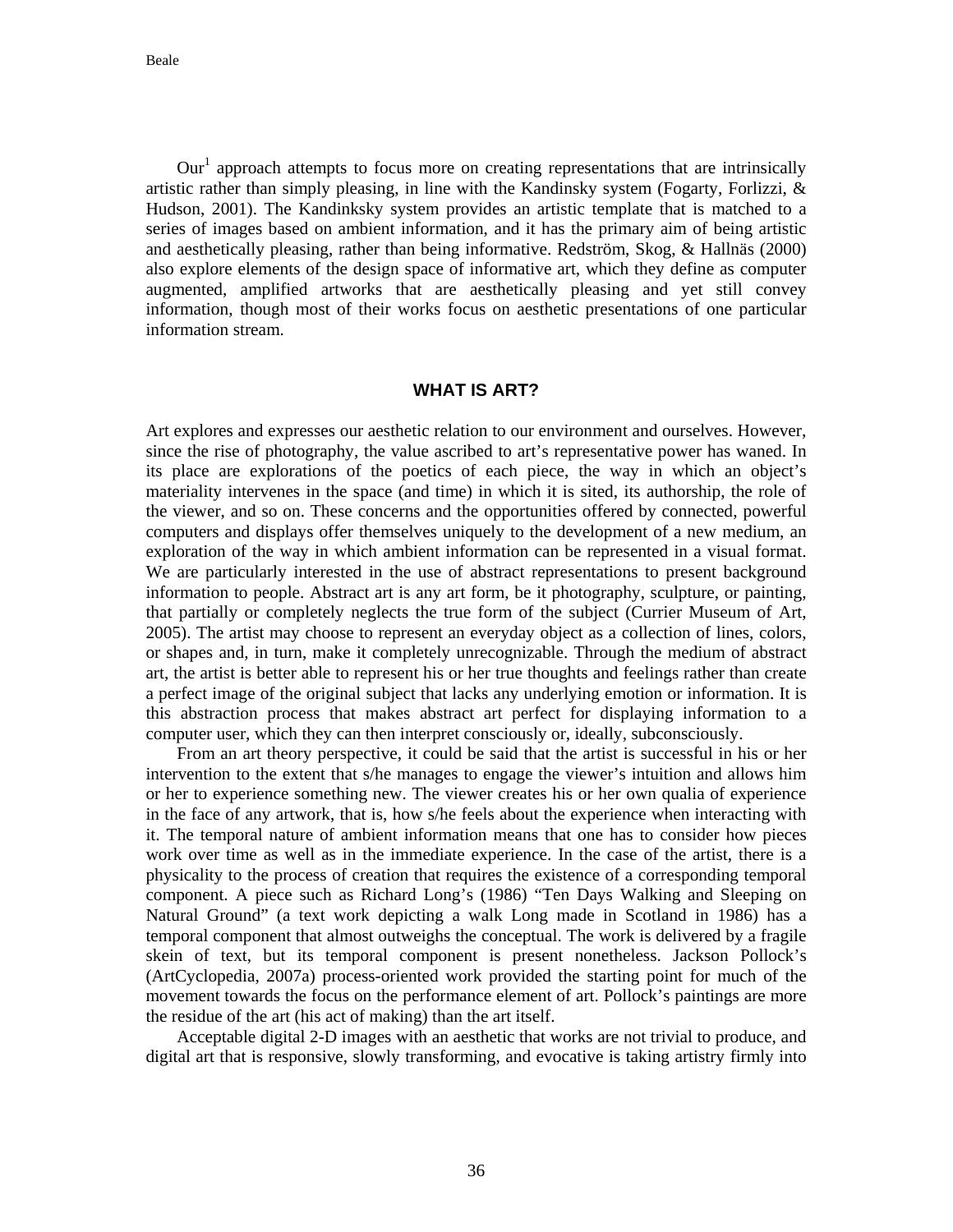Our[1] approach attempts to focus more on creating representations that are intrinsically artistic rather than simply pleasing, in line with the Kandinsky system (Fogarty, Forlizzi, & Hudson, 2001). The Kandinksky system provides an artistic template that is matched to a series of images based on ambient information, and it has the primary aim of being artistic and aesthetically pleasing, rather than being informative. Redström, Skog, & Hallnäs (2000) also explore elements of the design space of informative art, which they define as computer augmented, amplified artworks that are aesthetically pleasing and yet still convey information, though most of their works focus on aesthetic presentations of one particular information stream.

## WHAT IS ART?

Art explores and expresses our aesthetic relation to our environment and ourselves. However, since the rise of photography, the value ascribed to art's representative power has waned. In its place are explorations of the poetics of each piece, the way in which an object's materiality intervenes in the space (and time) in which it is sited, its authorship, the role of the viewer, and so on. These concerns and the opportunities offered by connected, powerful computers and displays offer themselves uniquely to the development of a new medium, an exploration of the way in which ambient information can be represented in a visual format. We are particularly interested in the use of abstract representations to present background information to people. Abstract art is any art form, be it photography, sculpture, or painting, that partially or completely neglects the true form of the subject (Currier Museum of Art, 2005). The artist may choose to represent an everyday object as a collection of lines, colors, or shapes and, in turn, make it completely unrecognizable. Through the medium of abstract art, the artist is better able to represent his or her true thoughts and feelings rather than create a perfect image of the original subject that lacks any underlying emotion or information. It is this abstraction process that makes abstract art perfect for displaying information to a computer user, which they can then interpret consciously or, ideally, subconsciously.

From an art theory perspective, it could be said that the artist is successful in his or her intervention to the extent that s/he manages to engage the viewer's intuition and allows him or her to experience something new. The viewer creates his or her own qualia of experience in the face of any artwork, that is, how s/he feels about the experience when interacting with it. The temporal nature of ambient information means that one has to consider how pieces work over time as well as in the immediate experience. In the case of the artist, there is a physicality to the process of creation that requires the existence of a corresponding temporal component. A piece such as Richard Long's (1986) "Ten Days Walking and Sleeping on Natural Ground" (a text work depicting a walk Long made in Scotland in 1986) has a temporal component that almost outweighs the conceptual. The work is delivered by a fragile skein of text, but its temporal component is present nonetheless. Jackson Pollock's (ArtCyclopedia, 2007a) process-oriented work provided the starting point for much of the movement towards the focus on the performance element of art. Pollock's paintings are more the residue of the art (his act of making) than the art itself.

Acceptable digital 2-D images with an aesthetic that works are not trivial to produce, and digital art that is responsive, slowly transforming, and evocative is taking artistry firmly into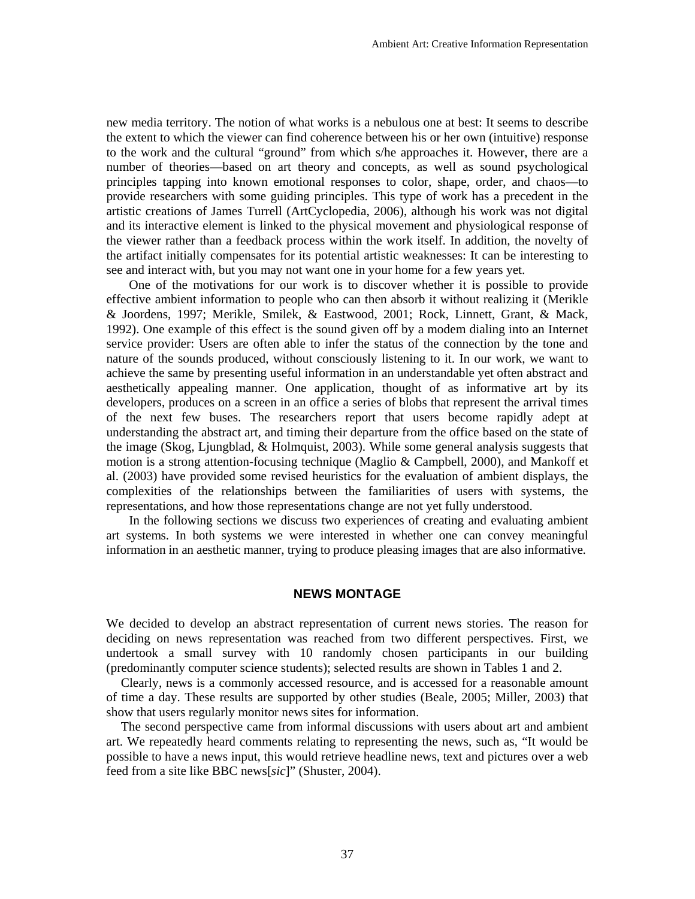new media territory. The notion of what works is a nebulous one at best: It seems to describe the extent to which the viewer can find coherence between his or her own (intuitive) response to the work and the cultural "ground" from which s/he approaches it. However, there are a number of theories—based on art theory and concepts, as well as sound psychological principles tapping into known emotional responses to color, shape, order, and chaos—to provide researchers with some guiding principles. This type of work has a precedent in the artistic creations of James Turrell (ArtCyclopedia, 2006), although his work was not digital and its interactive element is linked to the physical movement and physiological response of the viewer rather than a feedback process within the work itself. In addition, the novelty of the artifact initially compensates for its potential artistic weaknesses: It can be interesting to see and interact with, but you may not want one in your home for a few years yet.

One of the motivations for our work is to discover whether it is possible to provide effective ambient information to people who can then absorb it without realizing it (Merikle & Joordens, 1997; Merikle, Smilek, & Eastwood, 2001; Rock, Linnett, Grant, & Mack, 1992). One example of this effect is the sound given off by a modem dialing into an Internet service provider: Users are often able to infer the status of the connection by the tone and nature of the sounds produced, without consciously listening to it. In our work, we want to achieve the same by presenting useful information in an understandable yet often abstract and aesthetically appealing manner. One application, thought of as informative art by its developers, produces on a screen in an office a series of blobs that represent the arrival times of the next few buses. The researchers report that users become rapidly adept at understanding the abstract art, and timing their departure from the office based on the state of the image (Skog, Ljungblad, & Holmquist, 2003). While some general analysis suggests that motion is a strong attention-focusing technique (Maglio & Campbell, 2000), and Mankoff et al. (2003) have provided some revised heuristics for the evaluation of ambient displays, the complexities of the relationships between the familiarities of users with systems, the representations, and how those representations change are not yet fully understood.

In the following sections we discuss two experiences of creating and evaluating ambient art systems. In both systems we were interested in whether one can convey meaningful information in an aesthetic manner, trying to produce pleasing images that are also informative.

## NEWS MONTAGE

We decided to develop an abstract representation of current news stories. The reason for deciding on news representation was reached from two different perspectives. First, we undertook a small survey with 10 randomly chosen participants in our building (predominantly computer science students); selected results are shown in Tables 1 and 2.

Clearly, news is a commonly accessed resource, and is accessed for a reasonable amount of time a day. These results are supported by other studies (Beale, 2005; Miller, 2003) that show that users regularly monitor news sites for information.

The second perspective came from informal discussions with users about art and ambient art. We repeatedly heard comments relating to representing the news, such as, "It would be possible to have a news input, this would retrieve headline news, text and pictures over a web feed from a site like BBC news[*sic*]" (Shuster, 2004).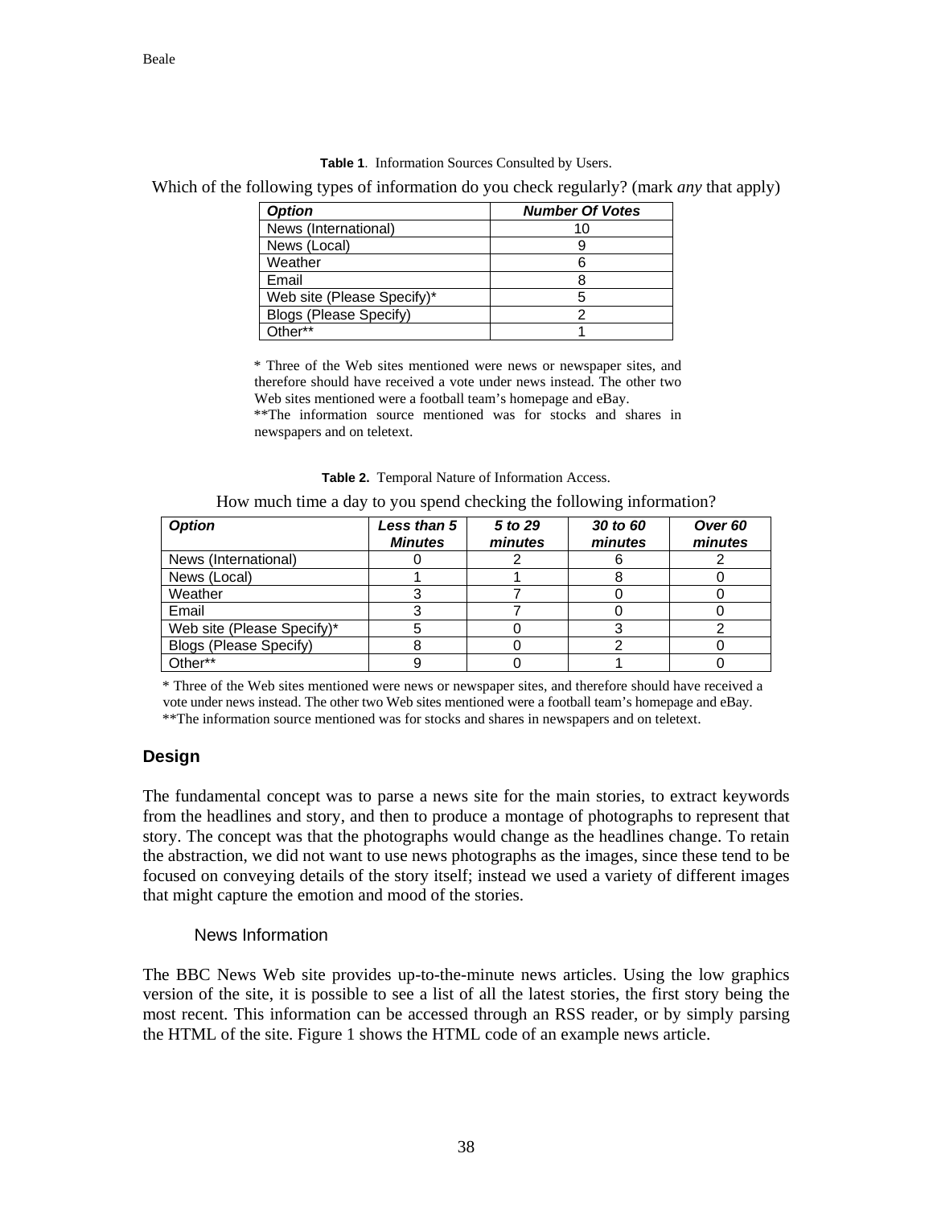**Table 1**. Information Sources Consulted by Users.

Which of the following types of information do you check regularly? (mark *any* that apply)

| ***Option*** | ***Number Of Votes*** |
|---|---|
| News (International) | 10 |
| News (Local) | 9 |
| Weather | 6 |
| Email | 8 |
| Web site (Please Specify)* | 5 |
| Blogs (Please Specify) | 2 |
| Other** | 1 |

\* Three of the Web sites mentioned were news or newspaper sites, and therefore should have received a vote under news instead. The other two Web sites mentioned were a football team's homepage and eBay.
**The information source mentioned was for stocks and shares in newspapers and on teletext.

**Table 2.** Temporal Nature of Information Access.

How much time a day to you spend checking the following information?

| ***Option*** | ***Less than 5 Minutes*** | ***5 to 29 minutes*** | ***30 to 60 minutes*** | ***Over 60 minutes*** |
|---|---|---|---|---|
| News (International) | 0 | 2 | 6 | 2 |
| News (Local) | 1 | 1 | 8 | 0 |
| Weather | 3 | 7 | 0 | 0 |
| Email | 3 | 7 | 0 | 0 |
| Web site (Please Specify)* | 5 | 0 | 3 | 2 |
| Blogs (Please Specify) | 8 | 0 | 2 | 0 |
| Other** | 9 | 0 | 1 | 0 |

\* Three of the Web sites mentioned were news or newspaper sites, and therefore should have received a vote under news instead. The other two Web sites mentioned were a football team's homepage and eBay.
**The information source mentioned was for stocks and shares in newspapers and on teletext.

## Design

The fundamental concept was to parse a news site for the main stories, to extract keywords from the headlines and story, and then to produce a montage of photographs to represent that story. The concept was that the photographs would change as the headlines change. To retain the abstraction, we did not want to use news photographs as the images, since these tend to be focused on conveying details of the story itself; instead we used a variety of different images that might capture the emotion and mood of the stories.

### News Information

The BBC News Web site provides up-to-the-minute news articles. Using the low graphics version of the site, it is possible to see a list of all the latest stories, the first story being the most recent. This information can be accessed through an RSS reader, or by simply parsing the HTML of the site. Figure 1 shows the HTML code of an example news article.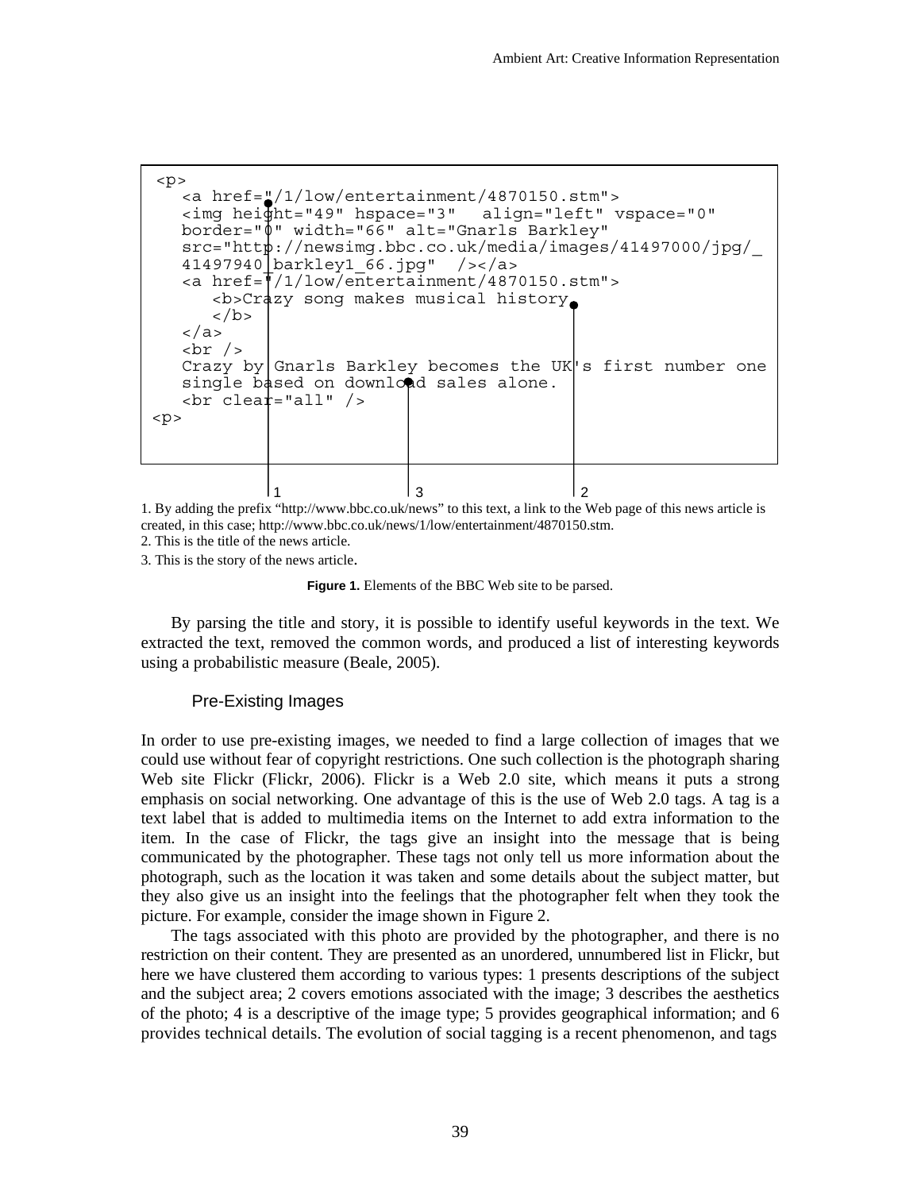```
<p>
   <a href="/1/low/entertainment/4870150.stm">
   <img height="49" hspace="3"  align="left" vspace="0"
   border="0" width="66" alt="Gnarls Barkley"
   src="http://newsimg.bbc.co.uk/media/images/41497000/jpg/_
   41497940_barkley1_66.jpg"  /></a>
   <a href="/1/low/entertainment/4870150.stm">
      <b>Crazy song makes musical history
      </b>
   </a>
   <br />
   Crazy by Gnarls Barkley becomes the UK's first number one
   single based on download sales alone.
   <br clear="all" />
<p>
```

1. By adding the prefix "http://www.bbc.co.uk/news" to this text, a link to the Web page of this news article is created, in this case; http://www.bbc.co.uk/news/1/low/entertainment/4870150.stm.

2. This is the title of the news article.

3. This is the story of the news article.

**Figure 1.** Elements of the BBC Web site to be parsed.

By parsing the title and story, it is possible to identify useful keywords in the text. We extracted the text, removed the common words, and produced a list of interesting keywords using a probabilistic measure (Beale, 2005).

### Pre-Existing Images

In order to use pre-existing images, we needed to find a large collection of images that we could use without fear of copyright restrictions. One such collection is the photograph sharing Web site Flickr (Flickr, 2006). Flickr is a Web 2.0 site, which means it puts a strong emphasis on social networking. One advantage of this is the use of Web 2.0 tags. A tag is a text label that is added to multimedia items on the Internet to add extra information to the item. In the case of Flickr, the tags give an insight into the message that is being communicated by the photographer. These tags not only tell us more information about the photograph, such as the location it was taken and some details about the subject matter, but they also give us an insight into the feelings that the photographer felt when they took the picture. For example, consider the image shown in Figure 2.

The tags associated with this photo are provided by the photographer, and there is no restriction on their content. They are presented as an unordered, unnumbered list in Flickr, but here we have clustered them according to various types: 1 presents descriptions of the subject and the subject area; 2 covers emotions associated with the image; 3 describes the aesthetics of the photo; 4 is a descriptive of the image type; 5 provides geographical information; and 6 provides technical details. The evolution of social tagging is a recent phenomenon, and tags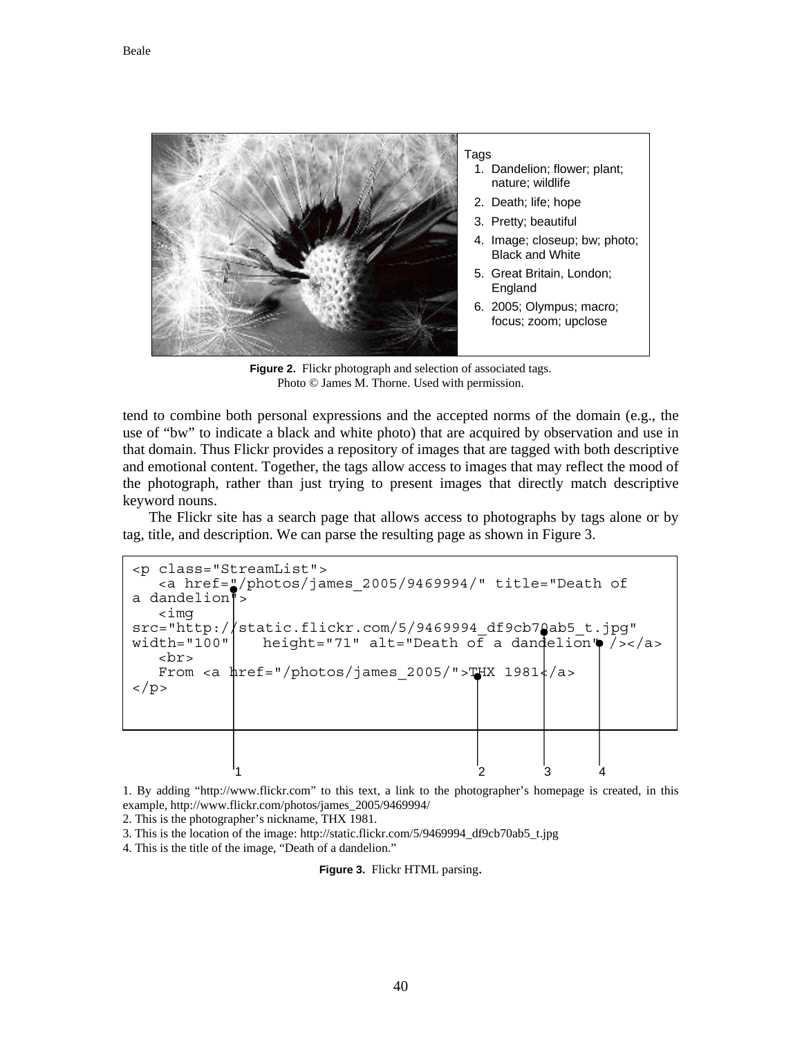Tags

1. Dandelion; flower; plant; nature; wildlife
2. Death; life; hope
3. Pretty; beautiful
4. Image; closeup; bw; photo; Black and White
5. Great Britain, London; England
6. 2005; Olympus; macro; focus; zoom; upclose

**Figure 2.** Flickr photograph and selection of associated tags.
Photo © James M. Thorne. Used with permission.

tend to combine both personal expressions and the accepted norms of the domain (e.g., the use of "bw" to indicate a black and white photo) that are acquired by observation and use in that domain. Thus Flickr provides a repository of images that are tagged with both descriptive and emotional content. Together, the tags allow access to images that may reflect the mood of the photograph, rather than just trying to present images that directly match descriptive keyword nouns.

The Flickr site has a search page that allows access to photographs by tags alone or by tag, title, and description. We can parse the resulting page as shown in Figure 3.

```
<p class="StreamList">
   <a href="/photos/james_2005/9469994/" title="Death of
a dandelion">
   <img
src="http://static.flickr.com/5/9469994_df9cb70ab5_t.jpg"
width="100"    height="71" alt="Death of a dandelion" /></a>
   <br>
   From <a href="/photos/james_2005/">THX 1981</a>
</p>
```

1. By adding "http://www.flickr.com" to this text, a link to the photographer's homepage is created, in this example, http://www.flickr.com/photos/james_2005/9469994/
2. This is the photographer's nickname, THX 1981.
3. This is the location of the image: http://static.flickr.com/5/9469994_df9cb70ab5_t.jpg
4. This is the title of the image, "Death of a dandelion."

**Figure 3.** Flickr HTML parsing.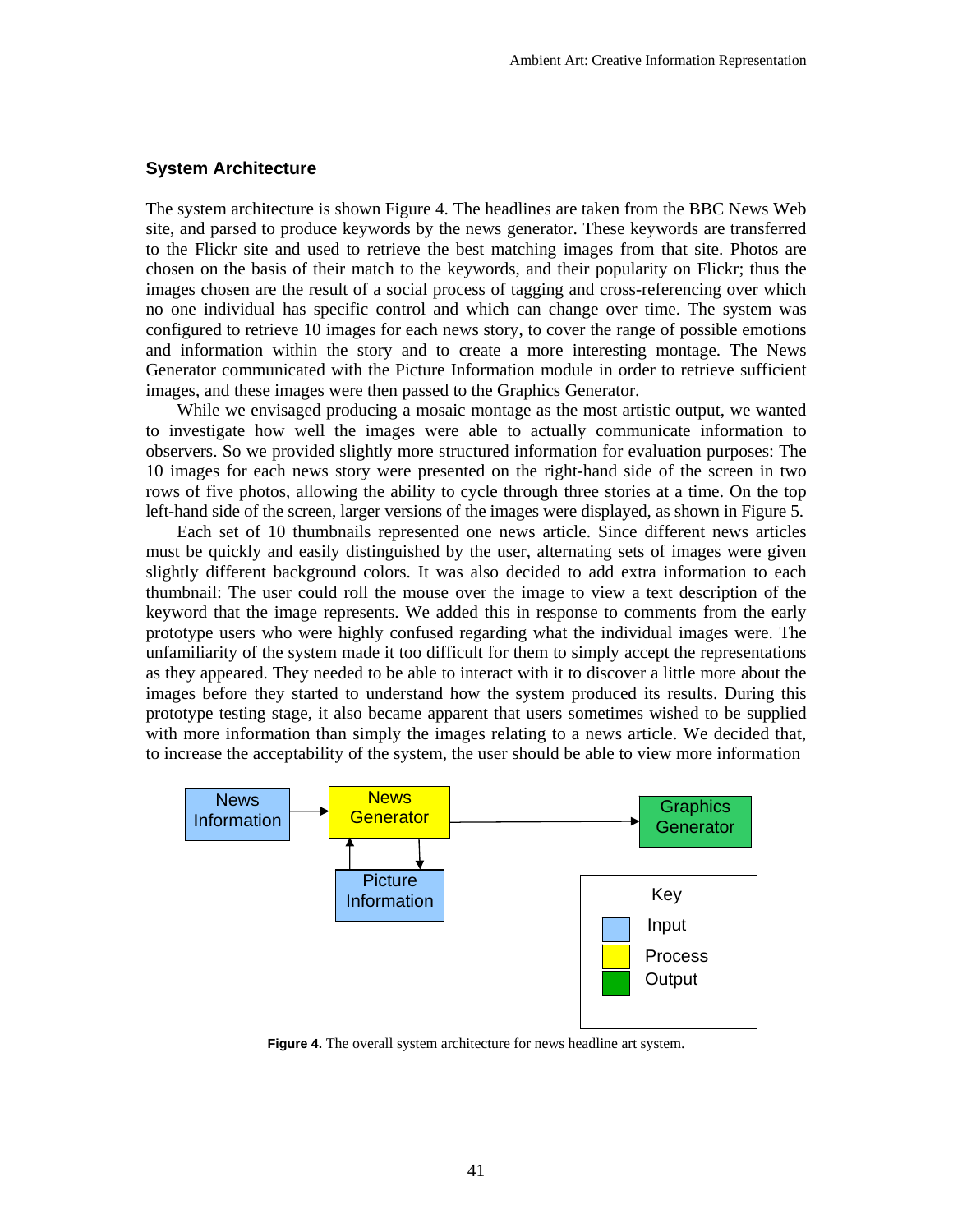## System Architecture

The system architecture is shown Figure 4. The headlines are taken from the BBC News Web site, and parsed to produce keywords by the news generator. These keywords are transferred to the Flickr site and used to retrieve the best matching images from that site. Photos are chosen on the basis of their match to the keywords, and their popularity on Flickr; thus the images chosen are the result of a social process of tagging and cross-referencing over which no one individual has specific control and which can change over time. The system was configured to retrieve 10 images for each news story, to cover the range of possible emotions and information within the story and to create a more interesting montage. The News Generator communicated with the Picture Information module in order to retrieve sufficient images, and these images were then passed to the Graphics Generator.

While we envisaged producing a mosaic montage as the most artistic output, we wanted to investigate how well the images were able to actually communicate information to observers. So we provided slightly more structured information for evaluation purposes: The 10 images for each news story were presented on the right-hand side of the screen in two rows of five photos, allowing the ability to cycle through three stories at a time. On the top left-hand side of the screen, larger versions of the images were displayed, as shown in Figure 5.

Each set of 10 thumbnails represented one news article. Since different news articles must be quickly and easily distinguished by the user, alternating sets of images were given slightly different background colors. It was also decided to add extra information to each thumbnail: The user could roll the mouse over the image to view a text description of the keyword that the image represents. We added this in response to comments from the early prototype users who were highly confused regarding what the individual images were. The unfamiliarity of the system made it too difficult for them to simply accept the representations as they appeared. They needed to be able to interact with it to discover a little more about the images before they started to understand how the system produced its results. During this prototype testing stage, it also became apparent that users sometimes wished to be supplied with more information than simply the images relating to a news article. We decided that, to increase the acceptability of the system, the user should be able to view more information

News Information → News Generator → Graphics Generator

News Generator ⇄ Picture Information

Key: Input (blue), Process (yellow), Output (green)

**Figure 4.** The overall system architecture for news headline art system.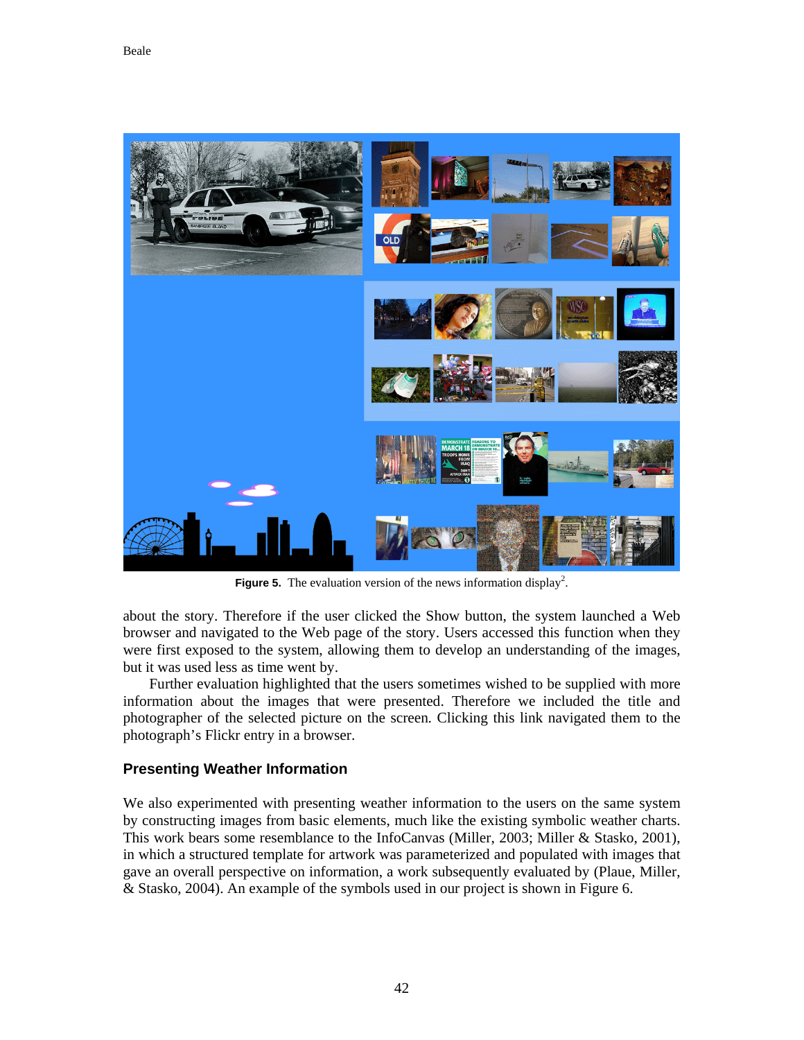**Figure 5.** The evaluation version of the news information display[2].

about the story. Therefore if the user clicked the Show button, the system launched a Web browser and navigated to the Web page of the story. Users accessed this function when they were first exposed to the system, allowing them to develop an understanding of the images, but it was used less as time went by.

Further evaluation highlighted that the users sometimes wished to be supplied with more information about the images that were presented. Therefore we included the title and photographer of the selected picture on the screen. Clicking this link navigated them to the photograph's Flickr entry in a browser.

### Presenting Weather Information

We also experimented with presenting weather information to the users on the same system by constructing images from basic elements, much like the existing symbolic weather charts. This work bears some resemblance to the InfoCanvas (Miller, 2003; Miller & Stasko, 2001), in which a structured template for artwork was parameterized and populated with images that gave an overall perspective on information, a work subsequently evaluated by (Plaue, Miller, & Stasko, 2004). An example of the symbols used in our project is shown in Figure 6.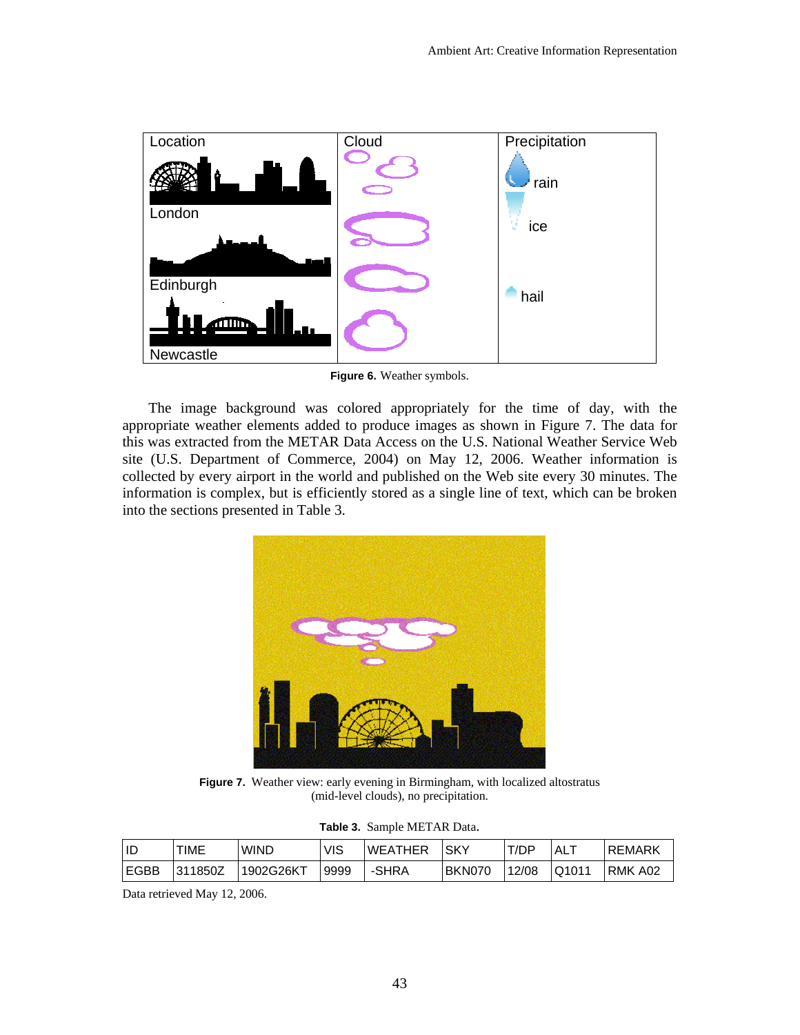Figure 6. Weather symbols.

The image background was colored appropriately for the time of day, with the appropriate weather elements added to produce images as shown in Figure 7. The data for this was extracted from the METAR Data Access on the U.S. National Weather Service Web site (U.S. Department of Commerce, 2004) on May 12, 2006. Weather information is collected by every airport in the world and published on the Web site every 30 minutes. The information is complex, but is efficiently stored as a single line of text, which can be broken into the sections presented in Table 3.

Figure 7. Weather view: early evening in Birmingham, with localized altostratus (mid-level clouds), no precipitation.

Table 3. Sample METAR Data.

| ID | TIME | WIND | VIS | WEATHER | SKY | T/DP | ALT | REMARK |
|---|---|---|---|---|---|---|---|---|
| EGBB | 311850Z | 1902G26KT | 9999 | -SHRA | BKN070 | 12/08 | Q1011 | RMK A02 |

Data retrieved May 12, 2006.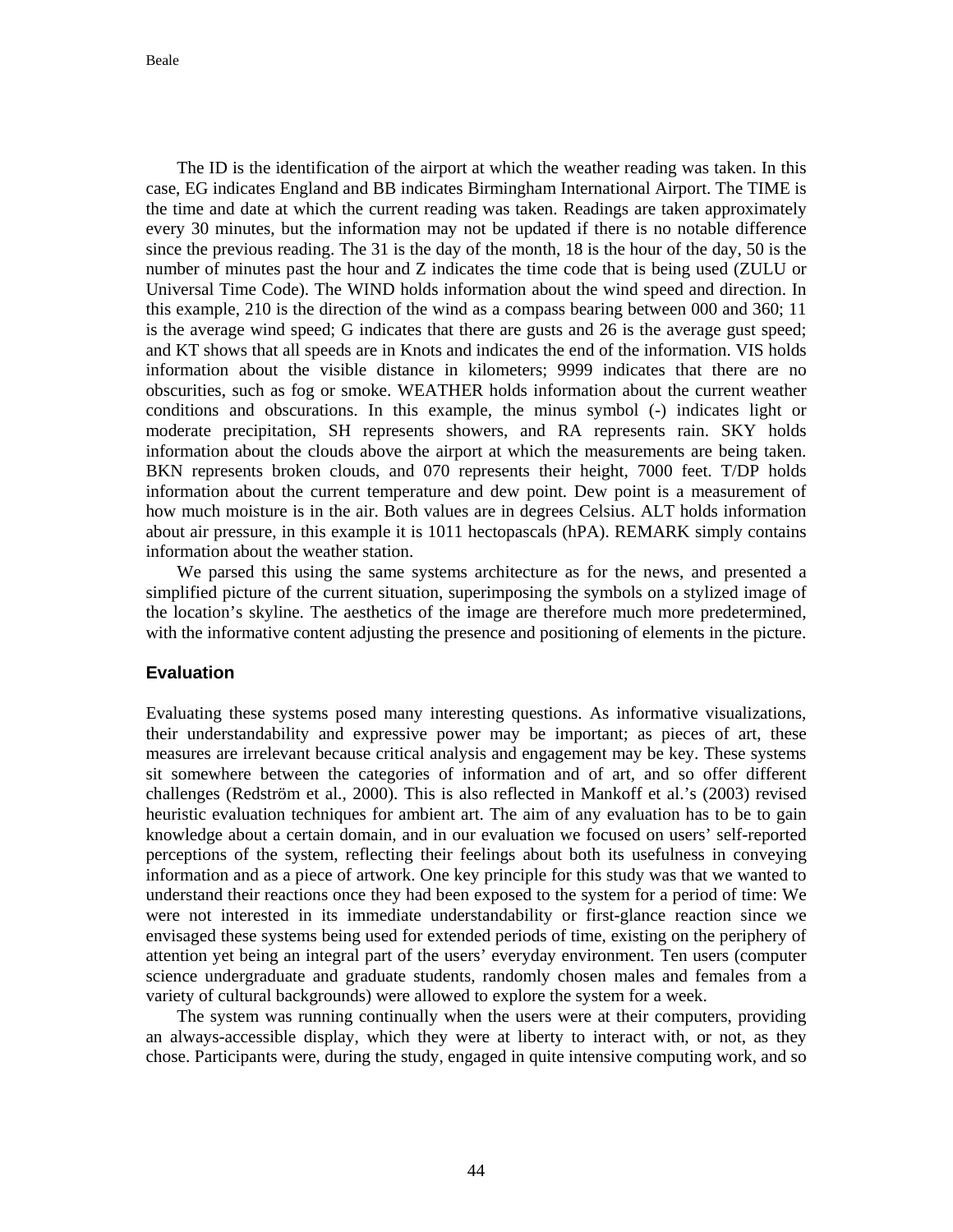The ID is the identification of the airport at which the weather reading was taken. In this case, EG indicates England and BB indicates Birmingham International Airport. The TIME is the time and date at which the current reading was taken. Readings are taken approximately every 30 minutes, but the information may not be updated if there is no notable difference since the previous reading. The 31 is the day of the month, 18 is the hour of the day, 50 is the number of minutes past the hour and Z indicates the time code that is being used (ZULU or Universal Time Code). The WIND holds information about the wind speed and direction. In this example, 210 is the direction of the wind as a compass bearing between 000 and 360; 11 is the average wind speed; G indicates that there are gusts and 26 is the average gust speed; and KT shows that all speeds are in Knots and indicates the end of the information. VIS holds information about the visible distance in kilometers; 9999 indicates that there are no obscurities, such as fog or smoke. WEATHER holds information about the current weather conditions and obscurations. In this example, the minus symbol (-) indicates light or moderate precipitation, SH represents showers, and RA represents rain. SKY holds information about the clouds above the airport at which the measurements are being taken. BKN represents broken clouds, and 070 represents their height, 7000 feet. T/DP holds information about the current temperature and dew point. Dew point is a measurement of how much moisture is in the air. Both values are in degrees Celsius. ALT holds information about air pressure, in this example it is 1011 hectopascals (hPA). REMARK simply contains information about the weather station.

We parsed this using the same systems architecture as for the news, and presented a simplified picture of the current situation, superimposing the symbols on a stylized image of the location's skyline. The aesthetics of the image are therefore much more predetermined, with the informative content adjusting the presence and positioning of elements in the picture.

## Evaluation

Evaluating these systems posed many interesting questions. As informative visualizations, their understandability and expressive power may be important; as pieces of art, these measures are irrelevant because critical analysis and engagement may be key. These systems sit somewhere between the categories of information and of art, and so offer different challenges (Redström et al., 2000). This is also reflected in Mankoff et al.'s (2003) revised heuristic evaluation techniques for ambient art. The aim of any evaluation has to be to gain knowledge about a certain domain, and in our evaluation we focused on users' self-reported perceptions of the system, reflecting their feelings about both its usefulness in conveying information and as a piece of artwork. One key principle for this study was that we wanted to understand their reactions once they had been exposed to the system for a period of time: We were not interested in its immediate understandability or first-glance reaction since we envisaged these systems being used for extended periods of time, existing on the periphery of attention yet being an integral part of the users' everyday environment. Ten users (computer science undergraduate and graduate students, randomly chosen males and females from a variety of cultural backgrounds) were allowed to explore the system for a week.

The system was running continually when the users were at their computers, providing an always-accessible display, which they were at liberty to interact with, or not, as they chose. Participants were, during the study, engaged in quite intensive computing work, and so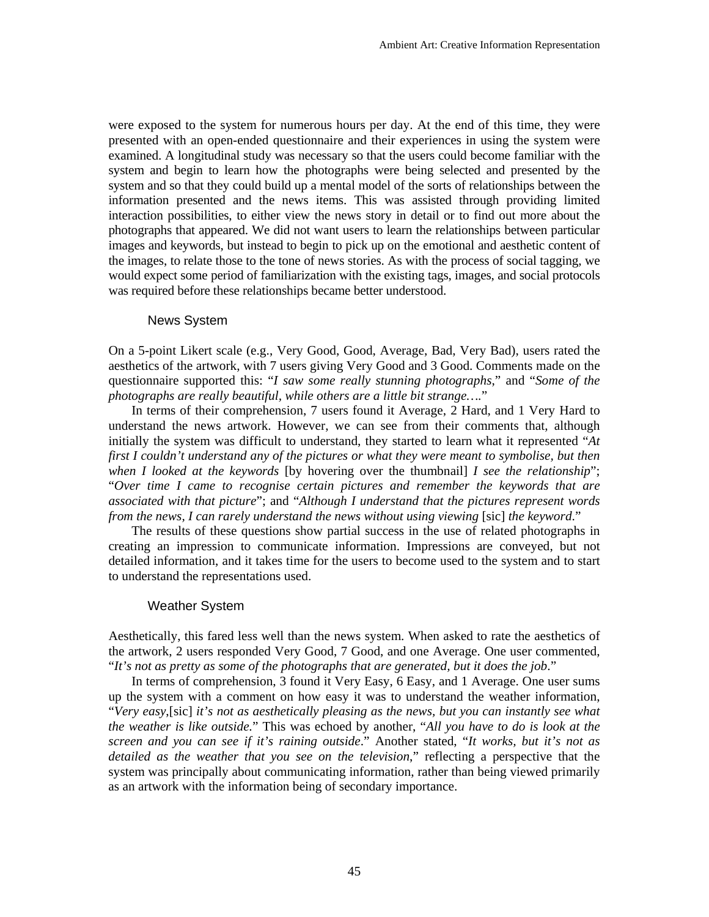were exposed to the system for numerous hours per day. At the end of this time, they were presented with an open-ended questionnaire and their experiences in using the system were examined. A longitudinal study was necessary so that the users could become familiar with the system and begin to learn how the photographs were being selected and presented by the system and so that they could build up a mental model of the sorts of relationships between the information presented and the news items. This was assisted through providing limited interaction possibilities, to either view the news story in detail or to find out more about the photographs that appeared. We did not want users to learn the relationships between particular images and keywords, but instead to begin to pick up on the emotional and aesthetic content of the images, to relate those to the tone of news stories. As with the process of social tagging, we would expect some period of familiarization with the existing tags, images, and social protocols was required before these relationships became better understood.

### News System

On a 5-point Likert scale (e.g., Very Good, Good, Average, Bad, Very Bad), users rated the aesthetics of the artwork, with 7 users giving Very Good and 3 Good. Comments made on the questionnaire supported this: "*I saw some really stunning photographs*," and "*Some of the photographs are really beautiful, while others are a little bit strange….*"

In terms of their comprehension, 7 users found it Average, 2 Hard, and 1 Very Hard to understand the news artwork. However, we can see from their comments that, although initially the system was difficult to understand, they started to learn what it represented "*At first I couldn't understand any of the pictures or what they were meant to symbolise, but then when I looked at the keywords* [by hovering over the thumbnail] *I see the relationship*"; "*Over time I came to recognise certain pictures and remember the keywords that are associated with that picture*"; and "*Although I understand that the pictures represent words from the news, I can rarely understand the news without using viewing* [sic] *the keyword*."

The results of these questions show partial success in the use of related photographs in creating an impression to communicate information. Impressions are conveyed, but not detailed information, and it takes time for the users to become used to the system and to start to understand the representations used.

### Weather System

Aesthetically, this fared less well than the news system. When asked to rate the aesthetics of the artwork, 2 users responded Very Good, 7 Good, and one Average. One user commented, "*It's not as pretty as some of the photographs that are generated, but it does the job*."

In terms of comprehension, 3 found it Very Easy, 6 Easy, and 1 Average. One user sums up the system with a comment on how easy it was to understand the weather information, "*Very easy*,[sic] *it's not as aesthetically pleasing as the news, but you can instantly see what the weather is like outside*." This was echoed by another, "*All you have to do is look at the screen and you can see if it's raining outside*." Another stated, "*It works, but it's not as detailed as the weather that you see on the television*," reflecting a perspective that the system was principally about communicating information, rather than being viewed primarily as an artwork with the information being of secondary importance.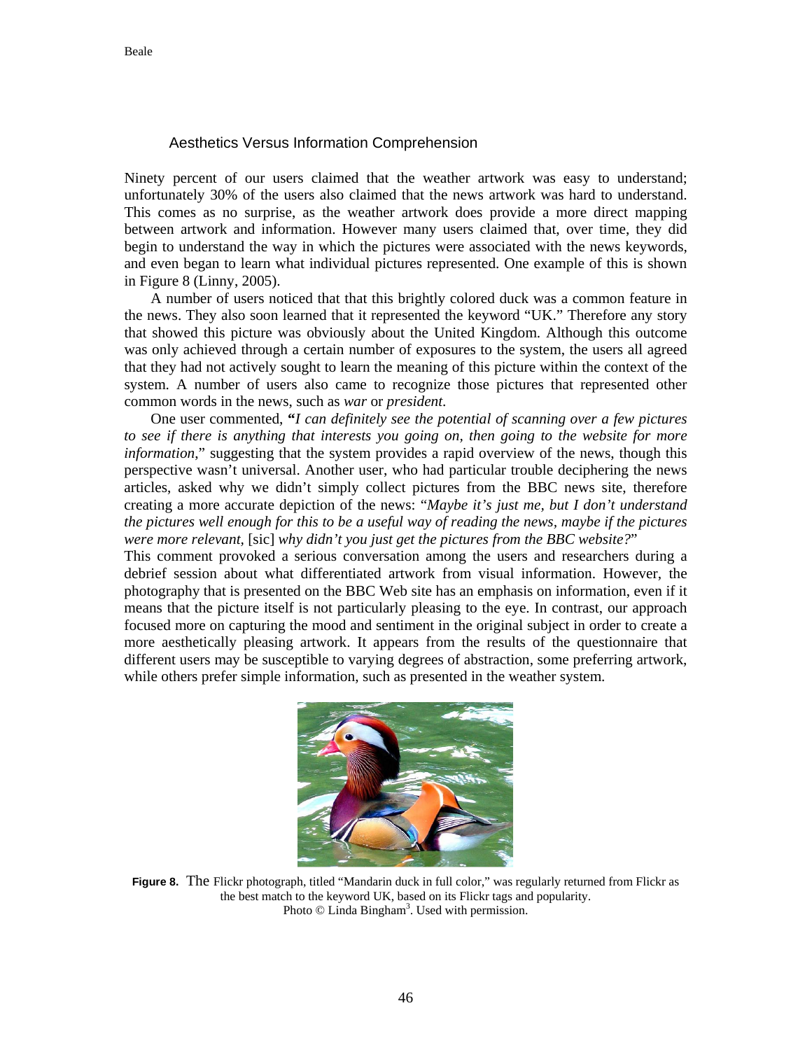### Aesthetics Versus Information Comprehension

Ninety percent of our users claimed that the weather artwork was easy to understand; unfortunately 30% of the users also claimed that the news artwork was hard to understand. This comes as no surprise, as the weather artwork does provide a more direct mapping between artwork and information. However many users claimed that, over time, they did begin to understand the way in which the pictures were associated with the news keywords, and even began to learn what individual pictures represented. One example of this is shown in Figure 8 (Linny, 2005).

A number of users noticed that that this brightly colored duck was a common feature in the news. They also soon learned that it represented the keyword "UK." Therefore any story that showed this picture was obviously about the United Kingdom. Although this outcome was only achieved through a certain number of exposures to the system, the users all agreed that they had not actively sought to learn the meaning of this picture within the context of the system. A number of users also came to recognize those pictures that represented other common words in the news, such as *war* or *president*.

One user commented, "*I can definitely see the potential of scanning over a few pictures to see if there is anything that interests you going on, then going to the website for more information*," suggesting that the system provides a rapid overview of the news, though this perspective wasn't universal. Another user, who had particular trouble deciphering the news articles, asked why we didn't simply collect pictures from the BBC news site, therefore creating a more accurate depiction of the news: "*Maybe it's just me, but I don't understand the pictures well enough for this to be a useful way of reading the news, maybe if the pictures were more relevant,* [sic] *why didn't you just get the pictures from the BBC website?*"

This comment provoked a serious conversation among the users and researchers during a debrief session about what differentiated artwork from visual information. However, the photography that is presented on the BBC Web site has an emphasis on information, even if it means that the picture itself is not particularly pleasing to the eye. In contrast, our approach focused more on capturing the mood and sentiment in the original subject in order to create a more aesthetically pleasing artwork. It appears from the results of the questionnaire that different users may be susceptible to varying degrees of abstraction, some preferring artwork, while others prefer simple information, such as presented in the weather system.

**Figure 8.** The Flickr photograph, titled "Mandarin duck in full color," was regularly returned from Flickr as the best match to the keyword UK, based on its Flickr tags and popularity. Photo © Linda Bingham[3]. Used with permission.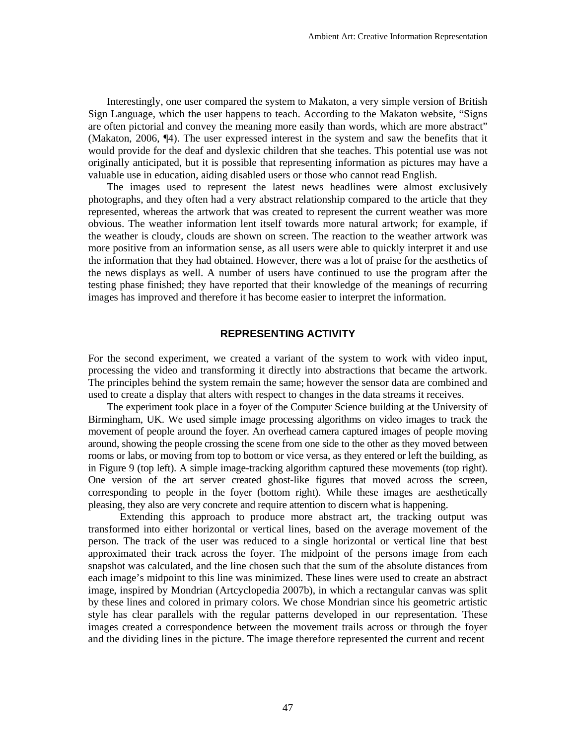Interestingly, one user compared the system to Makaton, a very simple version of British Sign Language, which the user happens to teach. According to the Makaton website, "Signs are often pictorial and convey the meaning more easily than words, which are more abstract" (Makaton, 2006, ¶4). The user expressed interest in the system and saw the benefits that it would provide for the deaf and dyslexic children that she teaches. This potential use was not originally anticipated, but it is possible that representing information as pictures may have a valuable use in education, aiding disabled users or those who cannot read English.

The images used to represent the latest news headlines were almost exclusively photographs, and they often had a very abstract relationship compared to the article that they represented, whereas the artwork that was created to represent the current weather was more obvious. The weather information lent itself towards more natural artwork; for example, if the weather is cloudy, clouds are shown on screen. The reaction to the weather artwork was more positive from an information sense, as all users were able to quickly interpret it and use the information that they had obtained. However, there was a lot of praise for the aesthetics of the news displays as well. A number of users have continued to use the program after the testing phase finished; they have reported that their knowledge of the meanings of recurring images has improved and therefore it has become easier to interpret the information.

## REPRESENTING ACTIVITY

For the second experiment, we created a variant of the system to work with video input, processing the video and transforming it directly into abstractions that became the artwork. The principles behind the system remain the same; however the sensor data are combined and used to create a display that alters with respect to changes in the data streams it receives.

The experiment took place in a foyer of the Computer Science building at the University of Birmingham, UK. We used simple image processing algorithms on video images to track the movement of people around the foyer. An overhead camera captured images of people moving around, showing the people crossing the scene from one side to the other as they moved between rooms or labs, or moving from top to bottom or vice versa, as they entered or left the building, as in Figure 9 (top left). A simple image-tracking algorithm captured these movements (top right). One version of the art server created ghost-like figures that moved across the screen, corresponding to people in the foyer (bottom right). While these images are aesthetically pleasing, they also are very concrete and require attention to discern what is happening.

Extending this approach to produce more abstract art, the tracking output was transformed into either horizontal or vertical lines, based on the average movement of the person. The track of the user was reduced to a single horizontal or vertical line that best approximated their track across the foyer. The midpoint of the persons image from each snapshot was calculated, and the line chosen such that the sum of the absolute distances from each image's midpoint to this line was minimized. These lines were used to create an abstract image, inspired by Mondrian (Artcyclopedia 2007b), in which a rectangular canvas was split by these lines and colored in primary colors. We chose Mondrian since his geometric artistic style has clear parallels with the regular patterns developed in our representation. These images created a correspondence between the movement trails across or through the foyer and the dividing lines in the picture. The image therefore represented the current and recent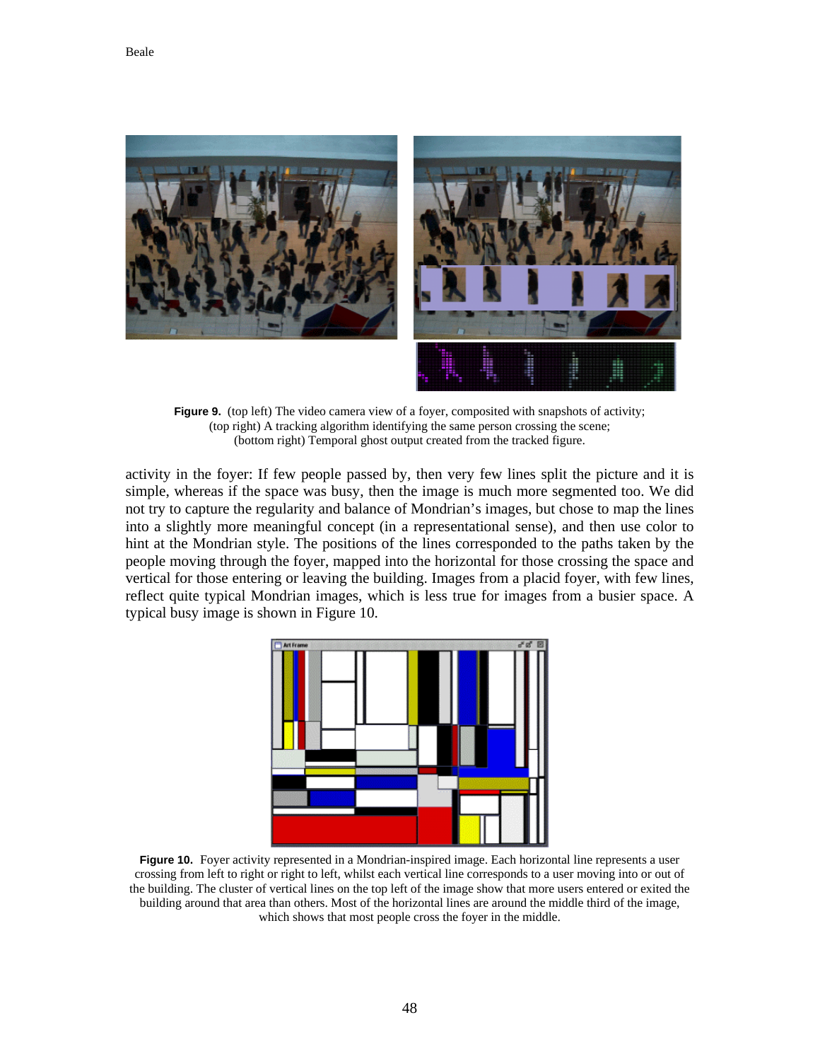**Figure 9.** (top left) The video camera view of a foyer, composited with snapshots of activity; (top right) A tracking algorithm identifying the same person crossing the scene; (bottom right) Temporal ghost output created from the tracked figure.

activity in the foyer: If few people passed by, then very few lines split the picture and it is simple, whereas if the space was busy, then the image is much more segmented too. We did not try to capture the regularity and balance of Mondrian's images, but chose to map the lines into a slightly more meaningful concept (in a representational sense), and then use color to hint at the Mondrian style. The positions of the lines corresponded to the paths taken by the people moving through the foyer, mapped into the horizontal for those crossing the space and vertical for those entering or leaving the building. Images from a placid foyer, with few lines, reflect quite typical Mondrian images, which is less true for images from a busier space. A typical busy image is shown in Figure 10.

**Figure 10.** Foyer activity represented in a Mondrian-inspired image. Each horizontal line represents a user crossing from left to right or right to left, whilst each vertical line corresponds to a user moving into or out of the building. The cluster of vertical lines on the top left of the image show that more users entered or exited the building around that area than others. Most of the horizontal lines are around the middle third of the image, which shows that most people cross the foyer in the middle.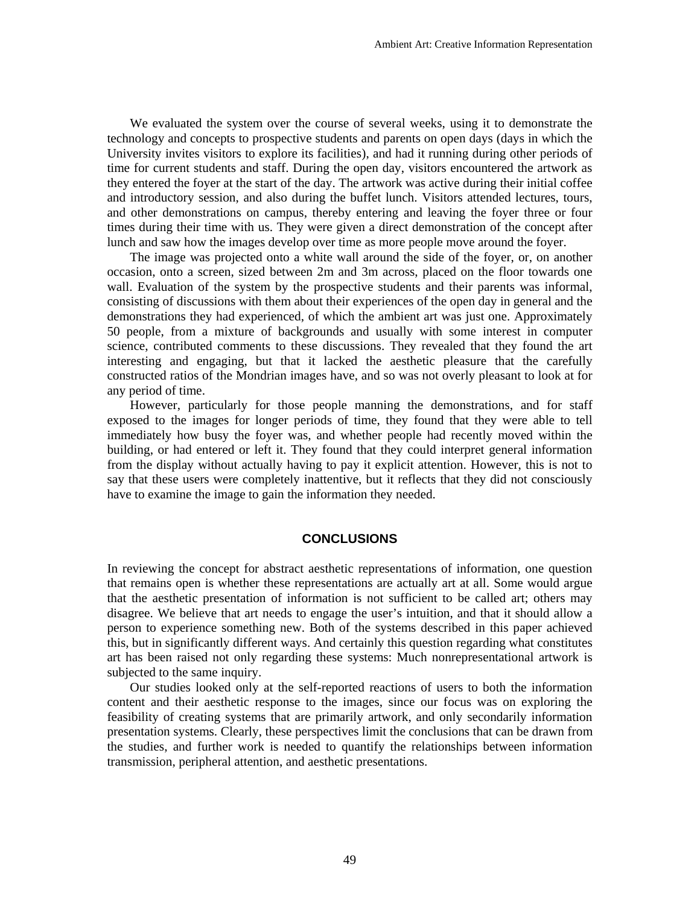We evaluated the system over the course of several weeks, using it to demonstrate the technology and concepts to prospective students and parents on open days (days in which the University invites visitors to explore its facilities), and had it running during other periods of time for current students and staff. During the open day, visitors encountered the artwork as they entered the foyer at the start of the day. The artwork was active during their initial coffee and introductory session, and also during the buffet lunch. Visitors attended lectures, tours, and other demonstrations on campus, thereby entering and leaving the foyer three or four times during their time with us. They were given a direct demonstration of the concept after lunch and saw how the images develop over time as more people move around the foyer.

The image was projected onto a white wall around the side of the foyer, or, on another occasion, onto a screen, sized between 2m and 3m across, placed on the floor towards one wall. Evaluation of the system by the prospective students and their parents was informal, consisting of discussions with them about their experiences of the open day in general and the demonstrations they had experienced, of which the ambient art was just one. Approximately 50 people, from a mixture of backgrounds and usually with some interest in computer science, contributed comments to these discussions. They revealed that they found the art interesting and engaging, but that it lacked the aesthetic pleasure that the carefully constructed ratios of the Mondrian images have, and so was not overly pleasant to look at for any period of time.

However, particularly for those people manning the demonstrations, and for staff exposed to the images for longer periods of time, they found that they were able to tell immediately how busy the foyer was, and whether people had recently moved within the building, or had entered or left it. They found that they could interpret general information from the display without actually having to pay it explicit attention. However, this is not to say that these users were completely inattentive, but it reflects that they did not consciously have to examine the image to gain the information they needed.

## CONCLUSIONS

In reviewing the concept for abstract aesthetic representations of information, one question that remains open is whether these representations are actually art at all. Some would argue that the aesthetic presentation of information is not sufficient to be called art; others may disagree. We believe that art needs to engage the user's intuition, and that it should allow a person to experience something new. Both of the systems described in this paper achieved this, but in significantly different ways. And certainly this question regarding what constitutes art has been raised not only regarding these systems: Much nonrepresentational artwork is subjected to the same inquiry.

Our studies looked only at the self-reported reactions of users to both the information content and their aesthetic response to the images, since our focus was on exploring the feasibility of creating systems that are primarily artwork, and only secondarily information presentation systems. Clearly, these perspectives limit the conclusions that can be drawn from the studies, and further work is needed to quantify the relationships between information transmission, peripheral attention, and aesthetic presentations.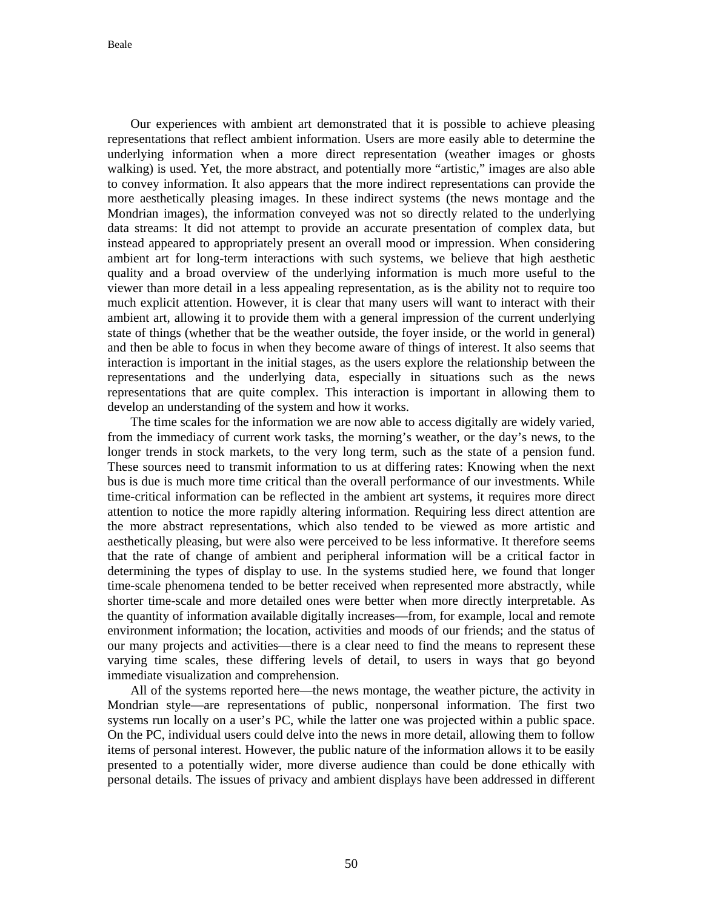Our experiences with ambient art demonstrated that it is possible to achieve pleasing representations that reflect ambient information. Users are more easily able to determine the underlying information when a more direct representation (weather images or ghosts walking) is used. Yet, the more abstract, and potentially more "artistic," images are also able to convey information. It also appears that the more indirect representations can provide the more aesthetically pleasing images. In these indirect systems (the news montage and the Mondrian images), the information conveyed was not so directly related to the underlying data streams: It did not attempt to provide an accurate presentation of complex data, but instead appeared to appropriately present an overall mood or impression. When considering ambient art for long-term interactions with such systems, we believe that high aesthetic quality and a broad overview of the underlying information is much more useful to the viewer than more detail in a less appealing representation, as is the ability not to require too much explicit attention. However, it is clear that many users will want to interact with their ambient art, allowing it to provide them with a general impression of the current underlying state of things (whether that be the weather outside, the foyer inside, or the world in general) and then be able to focus in when they become aware of things of interest. It also seems that interaction is important in the initial stages, as the users explore the relationship between the representations and the underlying data, especially in situations such as the news representations that are quite complex. This interaction is important in allowing them to develop an understanding of the system and how it works.

The time scales for the information we are now able to access digitally are widely varied, from the immediacy of current work tasks, the morning's weather, or the day's news, to the longer trends in stock markets, to the very long term, such as the state of a pension fund. These sources need to transmit information to us at differing rates: Knowing when the next bus is due is much more time critical than the overall performance of our investments. While time-critical information can be reflected in the ambient art systems, it requires more direct attention to notice the more rapidly altering information. Requiring less direct attention are the more abstract representations, which also tended to be viewed as more artistic and aesthetically pleasing, but were also were perceived to be less informative. It therefore seems that the rate of change of ambient and peripheral information will be a critical factor in determining the types of display to use. In the systems studied here, we found that longer time-scale phenomena tended to be better received when represented more abstractly, while shorter time-scale and more detailed ones were better when more directly interpretable. As the quantity of information available digitally increases—from, for example, local and remote environment information; the location, activities and moods of our friends; and the status of our many projects and activities—there is a clear need to find the means to represent these varying time scales, these differing levels of detail, to users in ways that go beyond immediate visualization and comprehension.

All of the systems reported here—the news montage, the weather picture, the activity in Mondrian style—are representations of public, nonpersonal information. The first two systems run locally on a user's PC, while the latter one was projected within a public space. On the PC, individual users could delve into the news in more detail, allowing them to follow items of personal interest. However, the public nature of the information allows it to be easily presented to a potentially wider, more diverse audience than could be done ethically with personal details. The issues of privacy and ambient displays have been addressed in different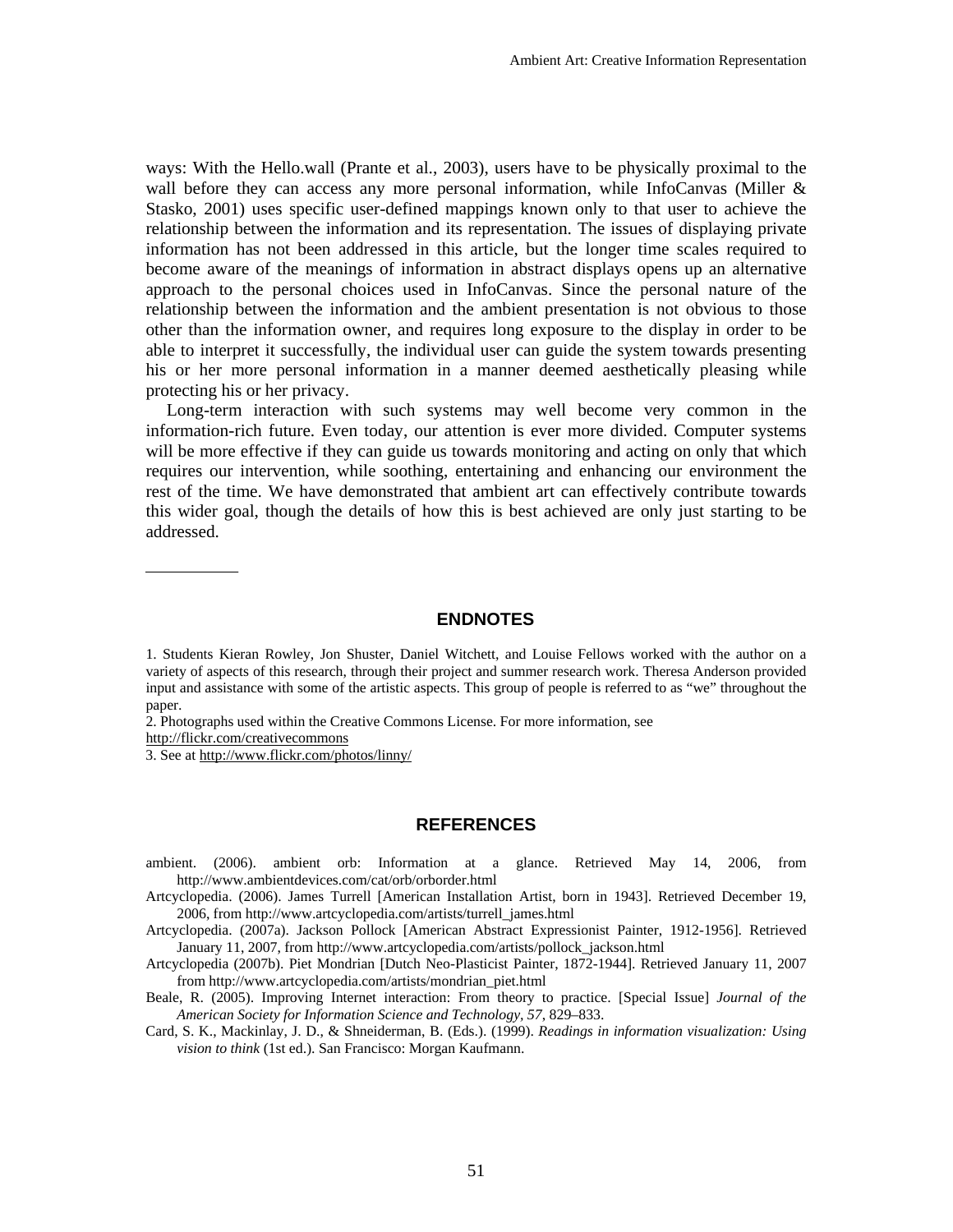ways: With the Hello.wall (Prante et al., 2003), users have to be physically proximal to the wall before they can access any more personal information, while InfoCanvas (Miller & Stasko, 2001) uses specific user-defined mappings known only to that user to achieve the relationship between the information and its representation. The issues of displaying private information has not been addressed in this article, but the longer time scales required to become aware of the meanings of information in abstract displays opens up an alternative approach to the personal choices used in InfoCanvas. Since the personal nature of the relationship between the information and the ambient presentation is not obvious to those other than the information owner, and requires long exposure to the display in order to be able to interpret it successfully, the individual user can guide the system towards presenting his or her more personal information in a manner deemed aesthetically pleasing while protecting his or her privacy.

Long-term interaction with such systems may well become very common in the information-rich future. Even today, our attention is ever more divided. Computer systems will be more effective if they can guide us towards monitoring and acting on only that which requires our intervention, while soothing, entertaining and enhancing our environment the rest of the time. We have demonstrated that ambient art can effectively contribute towards this wider goal, though the details of how this is best achieved are only just starting to be addressed.

## ENDNOTES

1. Students Kieran Rowley, Jon Shuster, Daniel Witchett, and Louise Fellows worked with the author on a variety of aspects of this research, through their project and summer research work. Theresa Anderson provided input and assistance with some of the artistic aspects. This group of people is referred to as "we" throughout the paper.
2. Photographs used within the Creative Commons License. For more information, see http://flickr.com/creativecommons
3. See at http://www.flickr.com/photos/linny/

## REFERENCES

ambient. (2006). ambient orb: Information at a glance. Retrieved May 14, 2006, from http://www.ambientdevices.com/cat/orb/orborder.html

Artcyclopedia. (2006). James Turrell [American Installation Artist, born in 1943]. Retrieved December 19, 2006, from http://www.artcyclopedia.com/artists/turrell_james.html

Artcyclopedia. (2007a). Jackson Pollock [American Abstract Expressionist Painter, 1912-1956]. Retrieved January 11, 2007, from http://www.artcyclopedia.com/artists/pollock_jackson.html

Artcyclopedia (2007b). Piet Mondrian [Dutch Neo-Plasticist Painter, 1872-1944]. Retrieved January 11, 2007 from http://www.artcyclopedia.com/artists/mondrian_piet.html

Beale, R. (2005). Improving Internet interaction: From theory to practice. [Special Issue] *Journal of the American Society for Information Science and Technology, 57*, 829–833.

Card, S. K., Mackinlay, J. D., & Shneiderman, B. (Eds.). (1999). *Readings in information visualization: Using vision to think* (1st ed.). San Francisco: Morgan Kaufmann.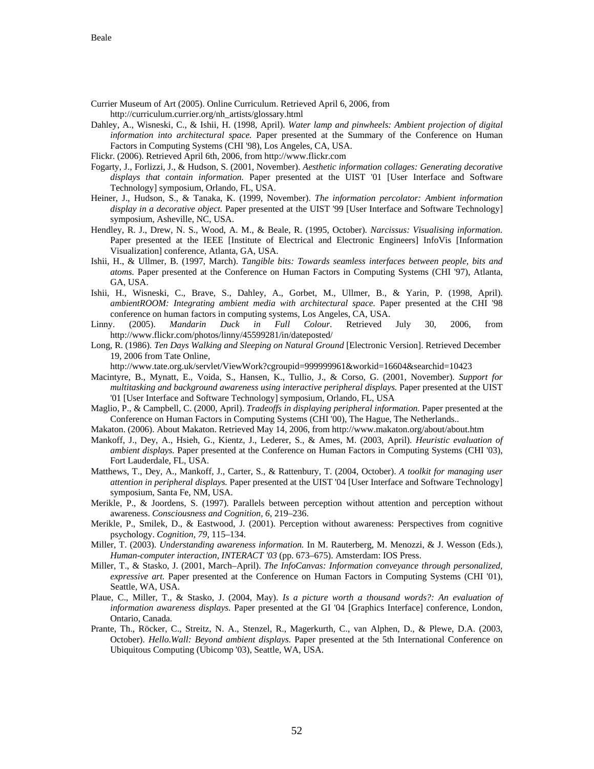Currier Museum of Art (2005). Online Curriculum. Retrieved April 6, 2006, from http://curriculum.currier.org/nh_artists/glossary.html

Dahley, A., Wisneski, C., & Ishii, H. (1998, April). *Water lamp and pinwheels: Ambient projection of digital information into architectural space.* Paper presented at the Summary of the Conference on Human Factors in Computing Systems (CHI '98), Los Angeles, CA, USA.

Flickr. (2006). Retrieved April 6th, 2006, from http://www.flickr.com

Fogarty, J., Forlizzi, J., & Hudson, S. (2001, November). *Aesthetic information collages: Generating decorative displays that contain information.* Paper presented at the UIST '01 [User Interface and Software Technology] symposium, Orlando, FL, USA.

Heiner, J., Hudson, S., & Tanaka, K. (1999, November). *The information percolator: Ambient information display in a decorative object.* Paper presented at the UIST '99 [User Interface and Software Technology] symposium, Asheville, NC, USA.

Hendley, R. J., Drew, N. S., Wood, A. M., & Beale, R. (1995, October). *Narcissus: Visualising information.* Paper presented at the IEEE [Institute of Electrical and Electronic Engineers] InfoVis [Information Visualization] conference, Atlanta, GA, USA.

Ishii, H., & Ullmer, B. (1997, March). *Tangible bits: Towards seamless interfaces between people, bits and atoms.* Paper presented at the Conference on Human Factors in Computing Systems (CHI '97), Atlanta, GA, USA.

Ishii, H., Wisneski, C., Brave, S., Dahley, A., Gorbet, M., Ullmer, B., & Yarin, P. (1998, April). *ambientROOM: Integrating ambient media with architectural space.* Paper presented at the CHI '98 conference on human factors in computing systems, Los Angeles, CA, USA.

Linny. (2005). *Mandarin Duck in Full Colour.* Retrieved July 30, 2006, from http://www.flickr.com/photos/linny/45599281/in/dateposted/

Long, R. (1986). *Ten Days Walking and Sleeping on Natural Ground* [Electronic Version]. Retrieved December 19, 2006 from Tate Online, http://www.tate.org.uk/servlet/ViewWork?cgroupid=999999961&workid=16604&searchid=10423

Macintyre, B., Mynatt, E., Voida, S., Hansen, K., Tullio, J., & Corso, G. (2001, November). *Support for multitasking and background awareness using interactive peripheral displays.* Paper presented at the UIST '01 [User Interface and Software Technology] symposium, Orlando, FL, USA

Maglio, P., & Campbell, C. (2000, April). *Tradeoffs in displaying peripheral information.* Paper presented at the Conference on Human Factors in Computing Systems (CHI '00), The Hague, The Netherlands..

Makaton. (2006). About Makaton. Retrieved May 14, 2006, from http://www.makaton.org/about/about.htm

Mankoff, J., Dey, A., Hsieh, G., Kientz, J., Lederer, S., & Ames, M. (2003, April). *Heuristic evaluation of ambient displays.* Paper presented at the Conference on Human Factors in Computing Systems (CHI '03), Fort Lauderdale, FL, USA.

Matthews, T., Dey, A., Mankoff, J., Carter, S., & Rattenbury, T. (2004, October). *A toolkit for managing user attention in peripheral displays.* Paper presented at the UIST '04 [User Interface and Software Technology] symposium, Santa Fe, NM, USA.

Merikle, P., & Joordens, S. (1997). Parallels between perception without attention and perception without awareness. *Consciousness and Cognition, 6*, 219–236.

Merikle, P., Smilek, D., & Eastwood, J. (2001). Perception without awareness: Perspectives from cognitive psychology. *Cognition, 79*, 115–134.

Miller, T. (2003). *Understanding awareness information.* In M. Rauterberg, M. Menozzi, & J. Wesson (Eds.), *Human-computer interaction, INTERACT '03* (pp. 673–675). Amsterdam: IOS Press.

Miller, T., & Stasko, J. (2001, March–April). *The InfoCanvas: Information conveyance through personalized, expressive art.* Paper presented at the Conference on Human Factors in Computing Systems (CHI '01), Seattle, WA, USA.

Plaue, C., Miller, T., & Stasko, J. (2004, May). *Is a picture worth a thousand words?: An evaluation of information awareness displays.* Paper presented at the GI '04 [Graphics Interface] conference, London, Ontario, Canada.

Prante, Th., Röcker, C., Streitz, N. A., Stenzel, R., Magerkurth, C., van Alphen, D., & Plewe, D.A. (2003, October). *Hello.Wall: Beyond ambient displays.* Paper presented at the 5th International Conference on Ubiquitous Computing (Ubicomp '03), Seattle, WA, USA.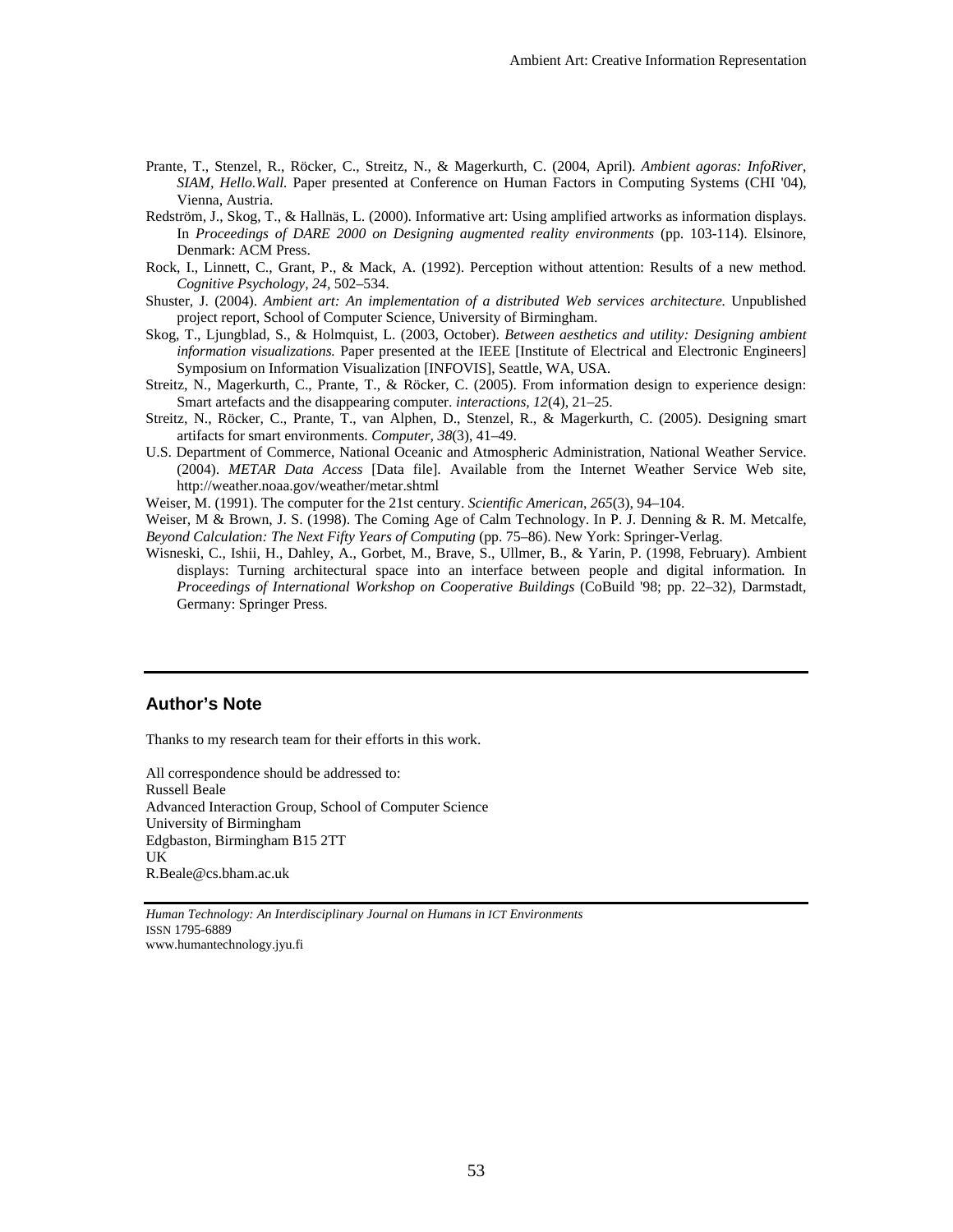Prante, T., Stenzel, R., Röcker, C., Streitz, N., & Magerkurth, C. (2004, April). *Ambient agoras: InfoRiver, SIAM, Hello.Wall.* Paper presented at Conference on Human Factors in Computing Systems (CHI '04), Vienna, Austria.

Redström, J., Skog, T., & Hallnäs, L. (2000). Informative art: Using amplified artworks as information displays. In *Proceedings of DARE 2000 on Designing augmented reality environments* (pp. 103-114). Elsinore, Denmark: ACM Press.

Rock, I., Linnett, C., Grant, P., & Mack, A. (1992). Perception without attention: Results of a new method. *Cognitive Psychology, 24*, 502–534.

Shuster, J. (2004). *Ambient art: An implementation of a distributed Web services architecture.* Unpublished project report, School of Computer Science, University of Birmingham.

Skog, T., Ljungblad, S., & Holmquist, L. (2003, October). *Between aesthetics and utility: Designing ambient information visualizations.* Paper presented at the IEEE [Institute of Electrical and Electronic Engineers] Symposium on Information Visualization [INFOVIS], Seattle, WA, USA.

Streitz, N., Magerkurth, C., Prante, T., & Röcker, C. (2005). From information design to experience design: Smart artefacts and the disappearing computer. *interactions, 12*(4), 21–25.

Streitz, N., Röcker, C., Prante, T., van Alphen, D., Stenzel, R., & Magerkurth, C. (2005). Designing smart artifacts for smart environments. *Computer, 38*(3), 41–49.

U.S. Department of Commerce, National Oceanic and Atmospheric Administration, National Weather Service. (2004). *METAR Data Access* [Data file]. Available from the Internet Weather Service Web site, http://weather.noaa.gov/weather/metar.shtml

Weiser, M. (1991). The computer for the 21st century. *Scientific American, 265*(3), 94–104.

Weiser, M & Brown, J. S. (1998). The Coming Age of Calm Technology. In P. J. Denning & R. M. Metcalfe, *Beyond Calculation: The Next Fifty Years of Computing* (pp. 75–86). New York: Springer-Verlag.

Wisneski, C., Ishii, H., Dahley, A., Gorbet, M., Brave, S., Ullmer, B., & Yarin, P. (1998, February). Ambient displays: Turning architectural space into an interface between people and digital information. In *Proceedings of International Workshop on Cooperative Buildings* (CoBuild '98; pp. 22–32), Darmstadt, Germany: Springer Press.

## Author's Note

Thanks to my research team for their efforts in this work.

All correspondence should be addressed to:
Russell Beale
Advanced Interaction Group, School of Computer Science
University of Birmingham
Edgbaston, Birmingham B15 2TT
UK
R.Beale@cs.bham.ac.uk

*Human Technology: An Interdisciplinary Journal on Humans in ICT Environments*
ISSN 1795-6889
www.humantechnology.jyu.fi